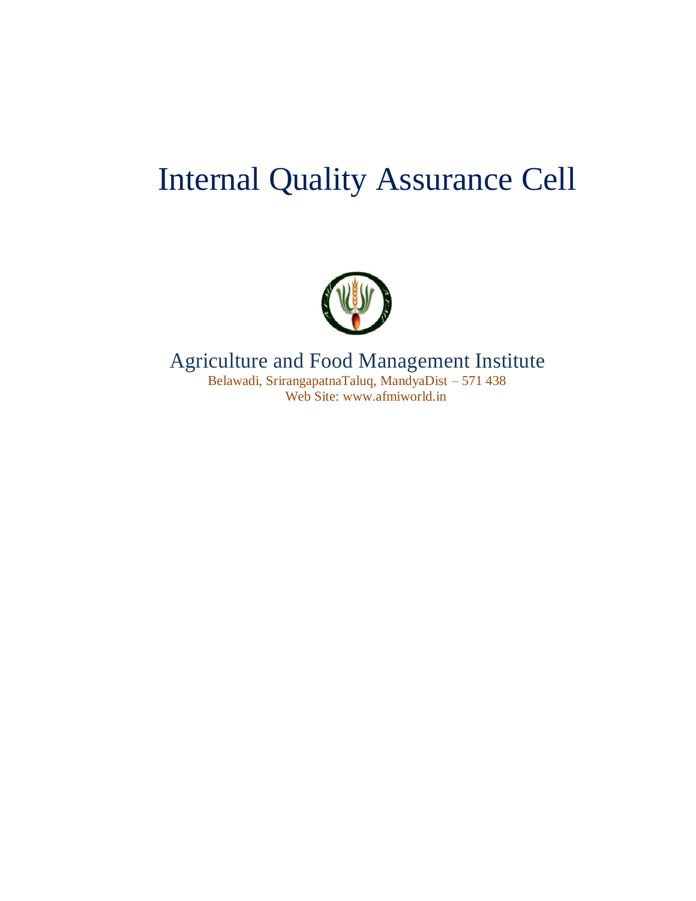# Internal Quality Assurance Cell

## Agriculture and Food Management Institute

Belawadi, SrirangapatnaTaluq, MandyaDist – 571 438

Web Site: www.afmiworld.in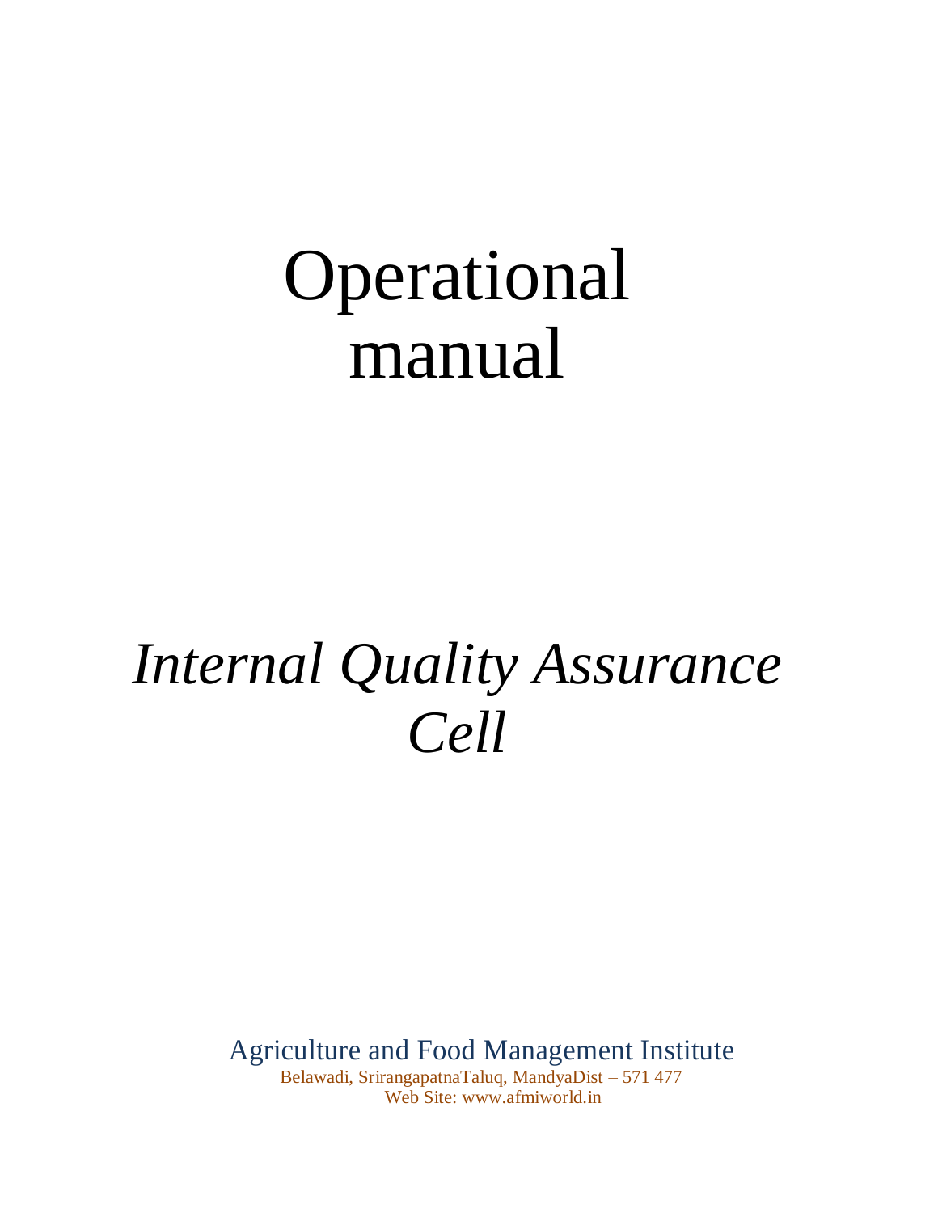# Operational manual

# *Internal Quality Assurance Cell*

Agriculture and Food Management Institute

Belawadi, SrirangapatnaTaluq, MandyaDist – 571 477

Web Site: www.afmiworld.in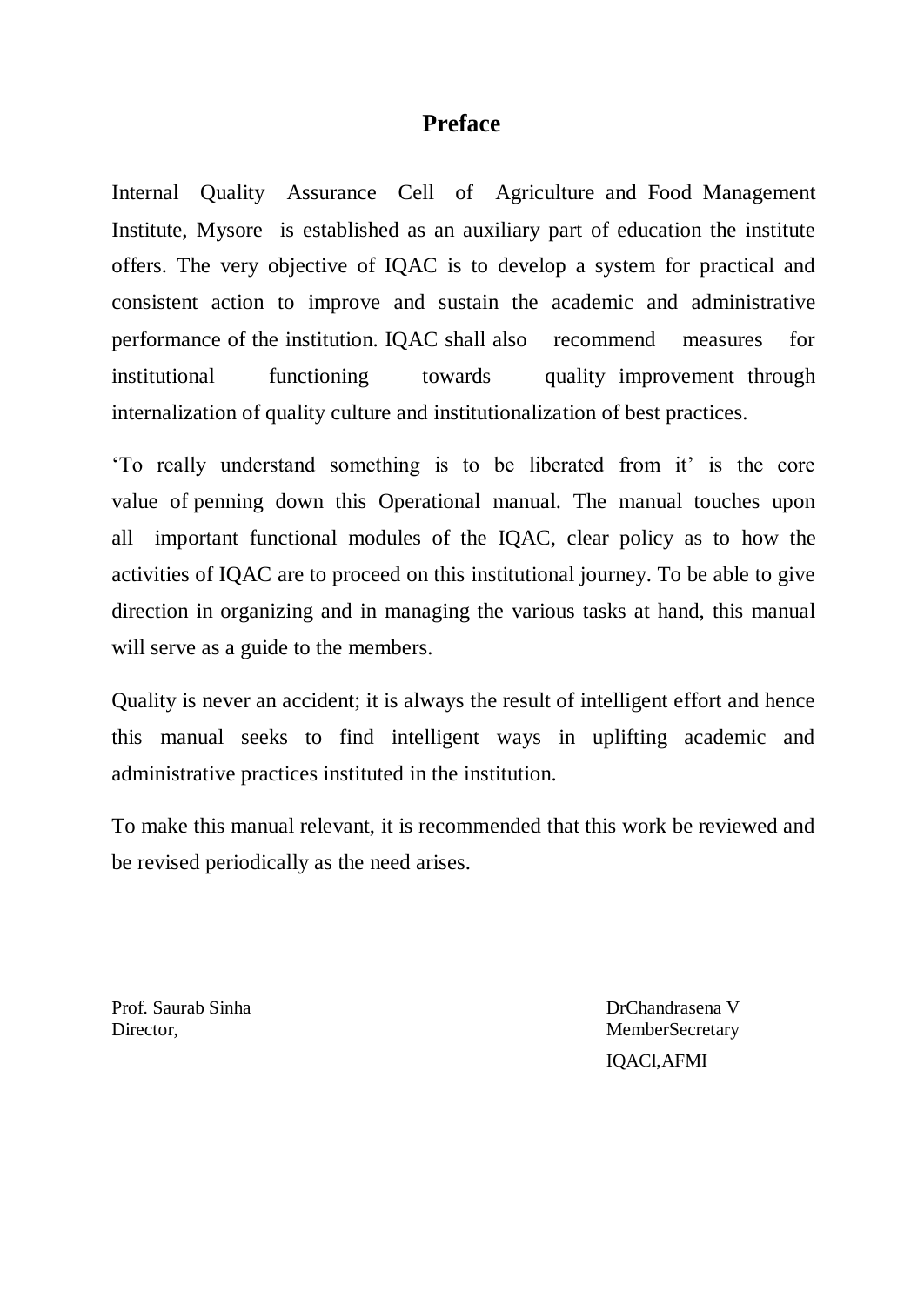# Preface

Internal Quality Assurance Cell of Agriculture and Food Management Institute, Mysore is established as an auxiliary part of education the institute offers. The very objective of IQAC is to develop a system for practical and consistent action to improve and sustain the academic and administrative performance of the institution. IQAC shall also recommend measures for institutional functioning towards quality improvement through internalization of quality culture and institutionalization of best practices.

'To really understand something is to be liberated from it' is the core value of penning down this Operational manual. The manual touches upon all important functional modules of the IQAC, clear policy as to how the activities of IQAC are to proceed on this institutional journey. To be able to give direction in organizing and in managing the various tasks at hand, this manual will serve as a guide to the members.

Quality is never an accident; it is always the result of intelligent effort and hence this manual seeks to find intelligent ways in uplifting academic and administrative practices instituted in the institution.

To make this manual relevant, it is recommended that this work be reviewed and be revised periodically as the need arises.

Prof. Saurab Sinha
Director,

DrChandrasena V
MemberSecretary
IQACl,AFMI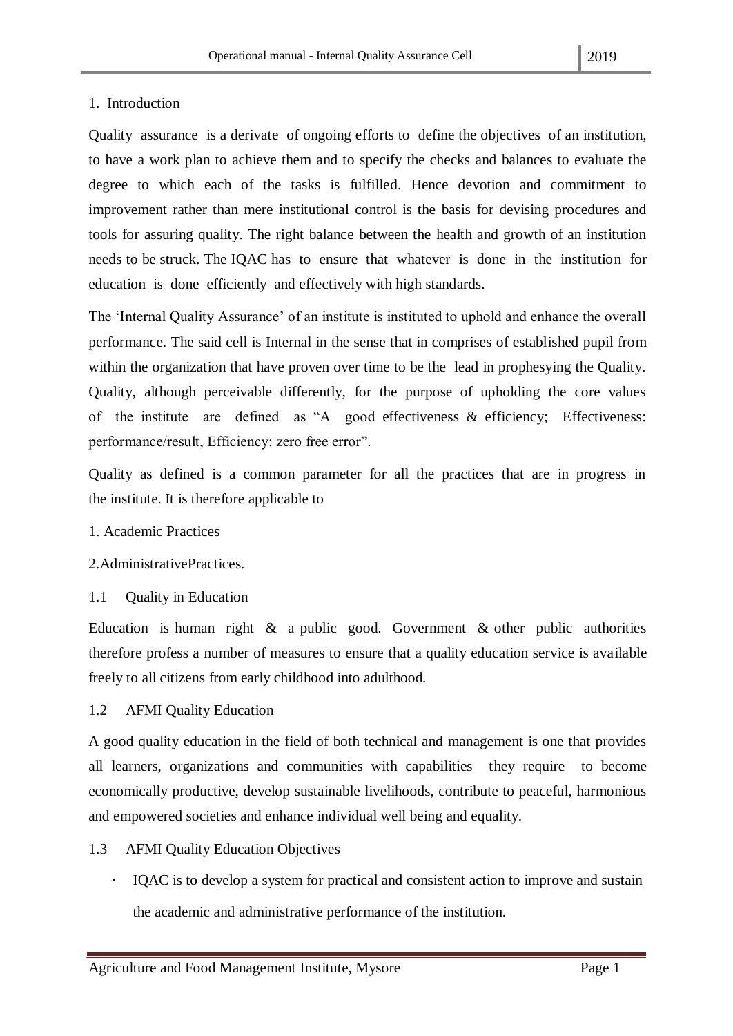## 1. Introduction

Quality assurance is a derivate of ongoing efforts to define the objectives of an institution, to have a work plan to achieve them and to specify the checks and balances to evaluate the degree to which each of the tasks is fulfilled. Hence devotion and commitment to improvement rather than mere institutional control is the basis for devising procedures and tools for assuring quality. The right balance between the health and growth of an institution needs to be struck. The IQAC has to ensure that whatever is done in the institution for education is done efficiently and effectively with high standards.

The 'Internal Quality Assurance' of an institute is instituted to uphold and enhance the overall performance. The said cell is Internal in the sense that in comprises of established pupil from within the organization that have proven over time to be the lead in prophesying the Quality. Quality, although perceivable differently, for the purpose of upholding the core values of the institute are defined as "A good effectiveness & efficiency; Effectiveness: performance/result, Efficiency: zero free error".

Quality as defined is a common parameter for all the practices that are in progress in the institute. It is therefore applicable to

1. Academic Practices
2. AdministrativePractices.

### 1.1 Quality in Education

Education is human right & a public good. Government & other public authorities therefore profess a number of measures to ensure that a quality education service is available freely to all citizens from early childhood into adulthood.

### 1.2 AFMI Quality Education

A good quality education in the field of both technical and management is one that provides all learners, organizations and communities with capabilities they require to become economically productive, develop sustainable livelihoods, contribute to peaceful, harmonious and empowered societies and enhance individual well being and equality.

### 1.3 AFMI Quality Education Objectives

- IQAC is to develop a system for practical and consistent action to improve and sustain the academic and administrative performance of the institution.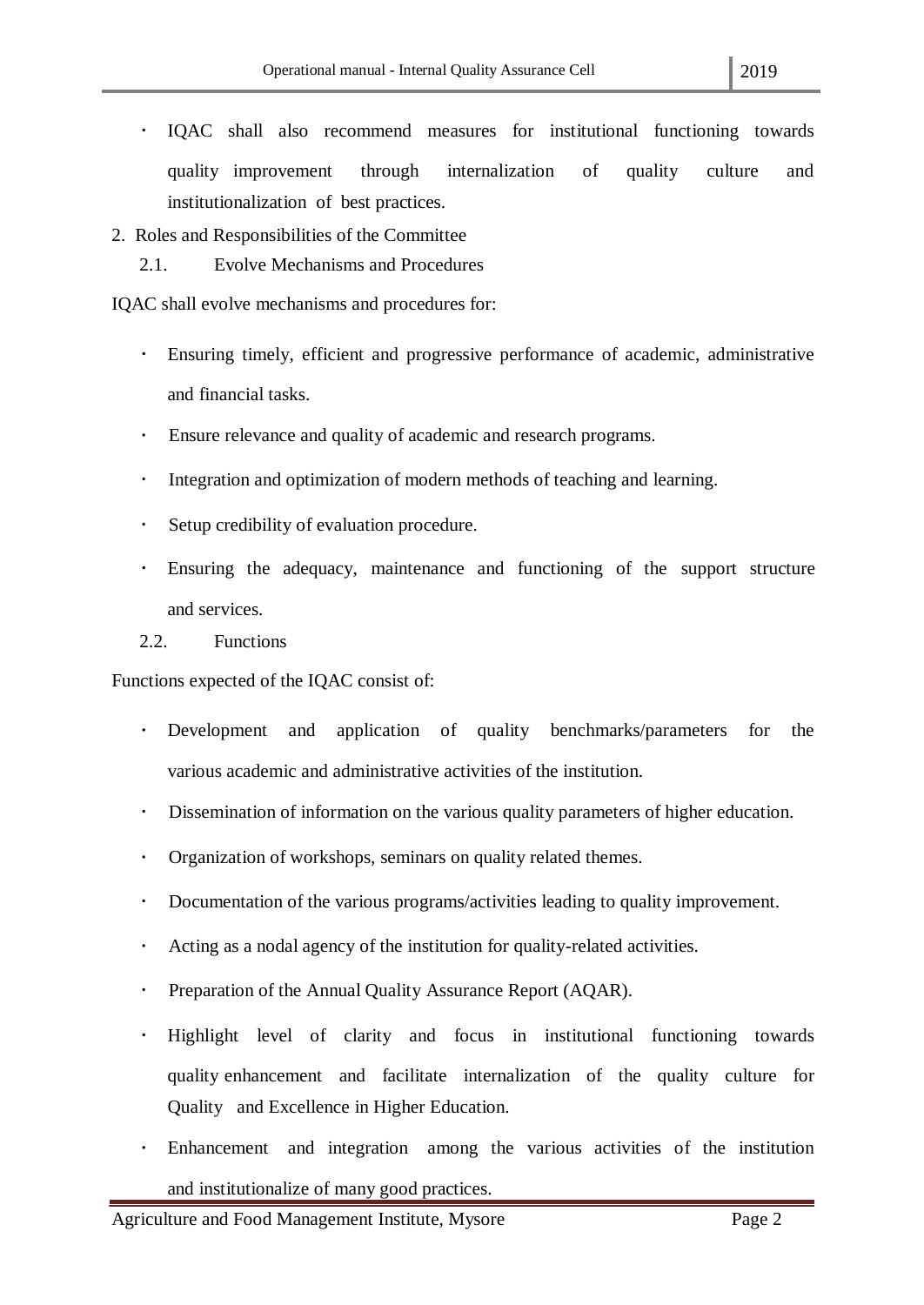- IQAC shall also recommend measures for institutional functioning towards quality improvement through internalization of quality culture and institutionalization of best practices.

2. Roles and Responsibilities of the Committee

   2.1. Evolve Mechanisms and Procedures

IQAC shall evolve mechanisms and procedures for:

- Ensuring timely, efficient and progressive performance of academic, administrative and financial tasks.
- Ensure relevance and quality of academic and research programs.
- Integration and optimization of modern methods of teaching and learning.
- Setup credibility of evaluation procedure.
- Ensuring the adequacy, maintenance and functioning of the support structure and services.

   2.2. Functions

Functions expected of the IQAC consist of:

- Development and application of quality benchmarks/parameters for the various academic and administrative activities of the institution.
- Dissemination of information on the various quality parameters of higher education.
- Organization of workshops, seminars on quality related themes.
- Documentation of the various programs/activities leading to quality improvement.
- Acting as a nodal agency of the institution for quality-related activities.
- Preparation of the Annual Quality Assurance Report (AQAR).
- Highlight level of clarity and focus in institutional functioning towards quality enhancement and facilitate internalization of the quality culture for Quality and Excellence in Higher Education.
- Enhancement and integration among the various activities of the institution and institutionalize of many good practices.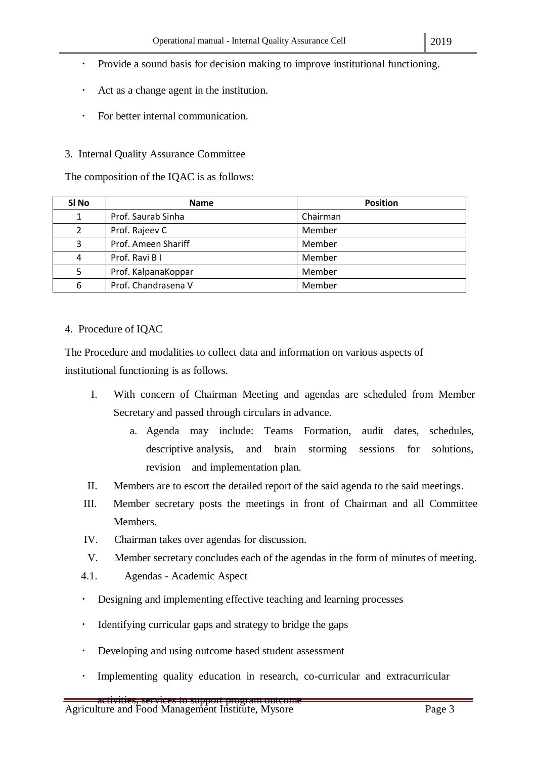- Provide a sound basis for decision making to improve institutional functioning.
- Act as a change agent in the institution.
- For better internal communication.

## 3. Internal Quality Assurance Committee

The composition of the IQAC is as follows:

| Sl No | Name | Position |
|---|---|---|
| 1 | Prof. Saurab Sinha | Chairman |
| 2 | Prof. Rajeev C | Member |
| 3 | Prof. Ameen Shariff | Member |
| 4 | Prof. Ravi B I | Member |
| 5 | Prof. KalpanaKoppar | Member |
| 6 | Prof. Chandrasena V | Member |

## 4. Procedure of IQAC

The Procedure and modalities to collect data and information on various aspects of institutional functioning is as follows.

I. With concern of Chairman Meeting and agendas are scheduled from Member Secretary and passed through circulars in advance.
   a. Agenda may include: Teams Formation, audit dates, schedules, descriptive analysis, and brain storming sessions for solutions, revision and implementation plan.

II. Members are to escort the detailed report of the said agenda to the said meetings.

III. Member secretary posts the meetings in front of Chairman and all Committee Members.

IV. Chairman takes over agendas for discussion.

V. Member secretary concludes each of the agendas in the form of minutes of meeting.

### 4.1. Agendas - Academic Aspect

- Designing and implementing effective teaching and learning processes
- Identifying curricular gaps and strategy to bridge the gaps
- Developing and using outcome based student assessment
- Implementing quality education in research, co-curricular and extracurricular activities, services to support program outcome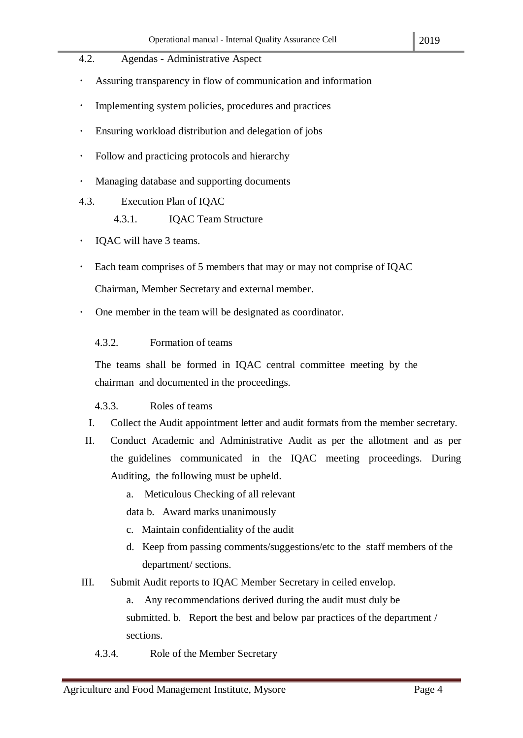## 4.2. Agendas - Administrative Aspect

- Assuring transparency in flow of communication and information
- Implementing system policies, procedures and practices
- Ensuring workload distribution and delegation of jobs
- Follow and practicing protocols and hierarchy
- Managing database and supporting documents

## 4.3. Execution Plan of IQAC

### 4.3.1. IQAC Team Structure

- IQAC will have 3 teams.
- Each team comprises of 5 members that may or may not comprise of IQAC Chairman, Member Secretary and external member.
- One member in the team will be designated as coordinator.

### 4.3.2. Formation of teams

The teams shall be formed in IQAC central committee meeting by the chairman and documented in the proceedings.

### 4.3.3. Roles of teams

I. Collect the Audit appointment letter and audit formats from the member secretary.

II. Conduct Academic and Administrative Audit as per the allotment and as per the guidelines communicated in the IQAC meeting proceedings. During Auditing, the following must be upheld.

   a. Meticulous Checking of all relevant data
   b. Award marks unanimously
   c. Maintain confidentiality of the audit
   d. Keep from passing comments/suggestions/etc to the staff members of the department/ sections.

III. Submit Audit reports to IQAC Member Secretary in ceiled envelop.

   a. Any recommendations derived during the audit must duly be submitted.
   b. Report the best and below par practices of the department / sections.

### 4.3.4. Role of the Member Secretary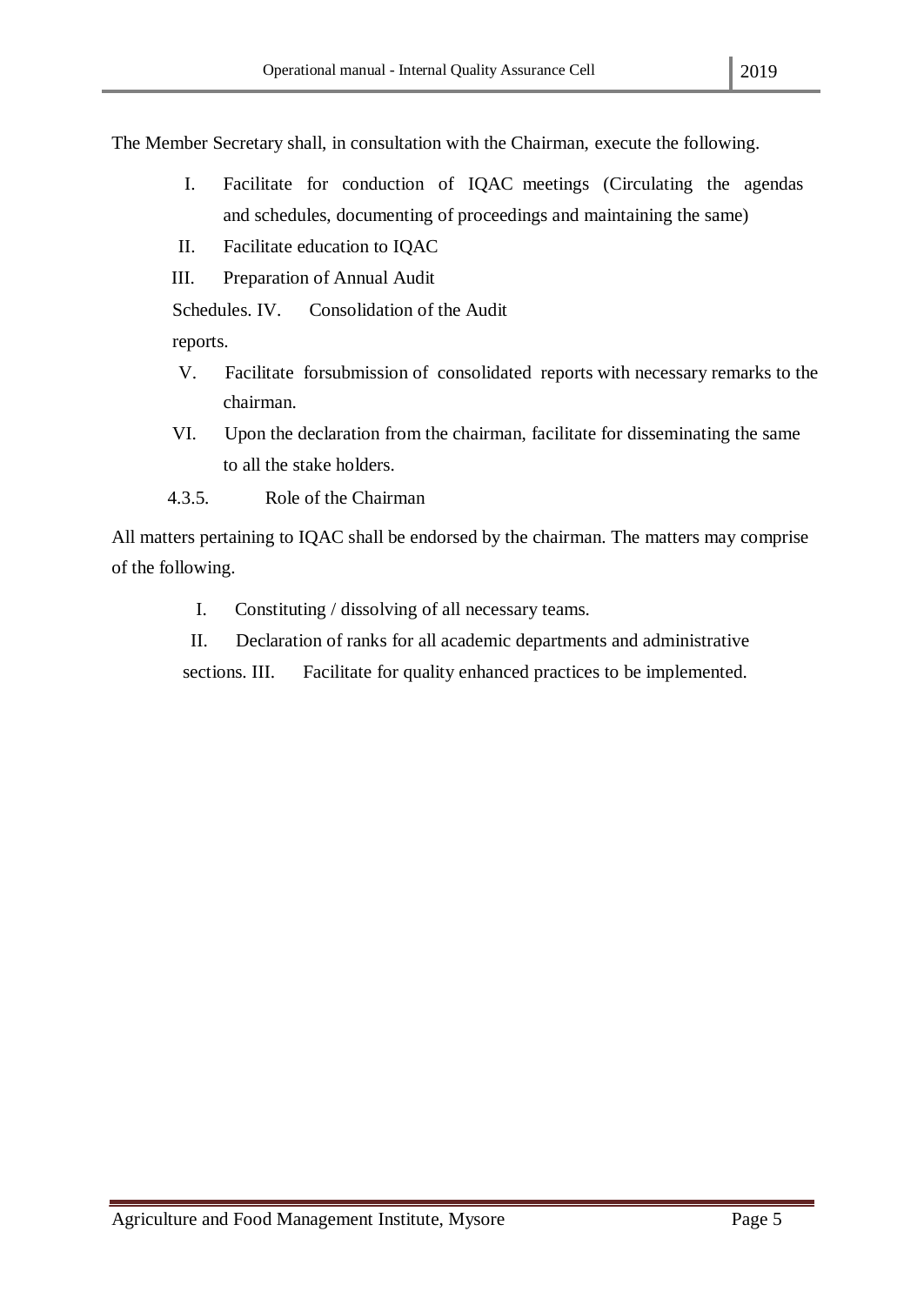The Member Secretary shall, in consultation with the Chairman, execute the following.

I. Facilitate for conduction of IQAC meetings (Circulating the agendas and schedules, documenting of proceedings and maintaining the same)
II. Facilitate education to IQAC
III. Preparation of Annual Audit Schedules.
IV. Consolidation of the Audit reports.
V. Facilitate forsubmission of consolidated reports with necessary remarks to the chairman.
VI. Upon the declaration from the chairman, facilitate for disseminating the same to all the stake holders.

#### 4.3.5. Role of the Chairman

All matters pertaining to IQAC shall be endorsed by the chairman. The matters may comprise of the following.

I. Constituting / dissolving of all necessary teams.
II. Declaration of ranks for all academic departments and administrative sections.
III. Facilitate for quality enhanced practices to be implemented.